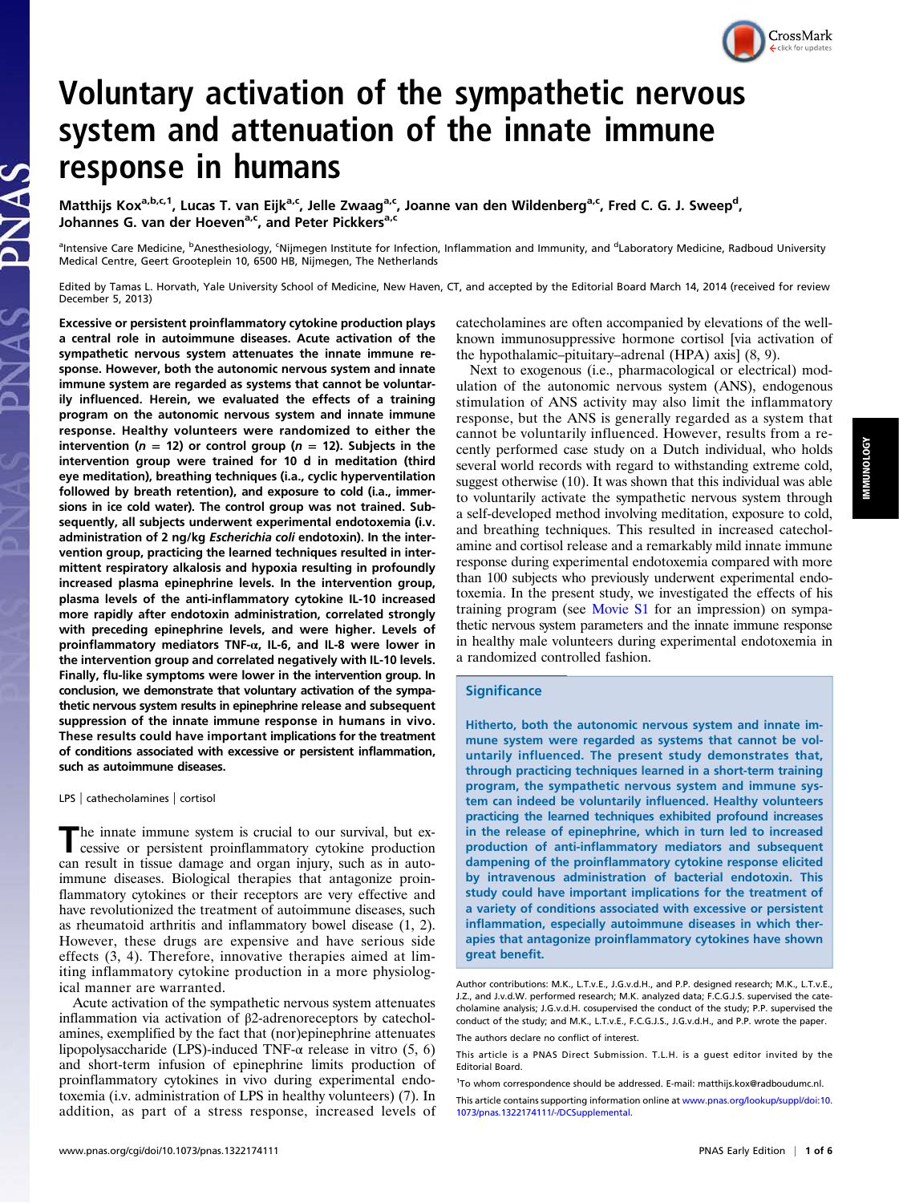# Voluntary activation of the sympathetic nervous system and attenuation of the innate immune response in humans

Matthijs Kox[a,b,c,1], Lucas T. van Eijk[a,c], Jelle Zwaag[a,c], Joanne van den Wildenberg[a,c], Fred C. G. J. Sweep[d], Johannes G. van der Hoeven[a,c], and Peter Pickkers[a,c]

[a]Intensive Care Medicine, [b]Anesthesiology, [c]Nijmegen Institute for Infection, Inflammation and Immunity, and [d]Laboratory Medicine, Radboud University Medical Centre, Geert Grooteplein 10, 6500 HB, Nijmegen, The Netherlands

Edited by Tamas L. Horvath, Yale University School of Medicine, New Haven, CT, and accepted by the Editorial Board March 14, 2014 (received for review December 5, 2013)

**Excessive or persistent proinflammatory cytokine production plays a central role in autoimmune diseases. Acute activation of the sympathetic nervous system attenuates the innate immune response. However, both the autonomic nervous system and innate immune system are regarded as systems that cannot be voluntarily influenced. Herein, we evaluated the effects of a training program on the autonomic nervous system and innate immune response. Healthy volunteers were randomized to either the intervention ($n$ = 12) or control group ($n$ = 12). Subjects in the intervention group were trained for 10 d in meditation (third eye meditation), breathing techniques (i.e., cyclic hyperventilation followed by breath retention), and exposure to cold (i.e., immersions in ice cold water). The control group was not trained. Subsequently, all subjects underwent experimental endotoxemia (i.v. administration of 2 ng/kg *Escherichia coli* endotoxin). In the intervention group, practicing the learned techniques resulted in intermittent respiratory alkalosis and hypoxia resulting in profoundly increased plasma epinephrine levels. In the intervention group, plasma levels of the anti-inflammatory cytokine IL-10 increased more rapidly after endotoxin administration, correlated strongly with preceding epinephrine levels, and were higher. Levels of proinflammatory mediators TNF-α, IL-6, and IL-8 were lower in the intervention group and correlated negatively with IL-10 levels. Finally, flu-like symptoms were lower in the intervention group. In conclusion, we demonstrate that voluntary activation of the sympathetic nervous system results in epinephrine release and subsequent suppression of the innate immune response in humans in vivo. These results could have important implications for the treatment of conditions associated with excessive or persistent inflammation, such as autoimmune diseases.**

LPS | catecholamines | cortisol

The innate immune system is crucial to our survival, but excessive or persistent proinflammatory cytokine production can result in tissue damage and organ injury, such as in autoimmune diseases. Biological therapies that antagonize proinflammatory cytokines or their receptors are very effective and have revolutionized the treatment of autoimmune diseases, such as rheumatoid arthritis and inflammatory bowel disease (1, 2). However, these drugs are expensive and have serious side effects (3, 4). Therefore, innovative therapies aimed at limiting inflammatory cytokine production in a more physiological manner are warranted.

Acute activation of the sympathetic nervous system attenuates inflammation via activation of β2-adrenoreceptors by catecholamines, exemplified by the fact that (nor)epinephrine attenuates lipopolysaccharide (LPS)-induced TNF-α release in vitro (5, 6) and short-term infusion of epinephrine limits production of proinflammatory cytokines in vivo during experimental endotoxemia (i.v. administration of LPS in healthy volunteers) (7). In addition, as part of a stress response, increased levels of catecholamines are often accompanied by elevations of the well-known immunosuppressive hormone cortisol [via activation of the hypothalamic–pituitary–adrenal (HPA) axis] (8, 9).

Next to exogenous (i.e., pharmacological or electrical) modulation of the autonomic nervous system (ANS), endogenous stimulation of ANS activity may also limit the inflammatory response, but the ANS is generally regarded as a system that cannot be voluntarily influenced. However, results from a recently performed case study on a Dutch individual, who holds several world records with regard to withstanding extreme cold, suggest otherwise (10). It was shown that this individual was able to voluntarily activate the sympathetic nervous system through a self-developed method involving meditation, exposure to cold, and breathing techniques. This resulted in increased catecholamine and cortisol release and a remarkably mild innate immune response during experimental endotoxemia compared with more than 100 subjects who previously underwent experimental endotoxemia. In the present study, we investigated the effects of his training program (see Movie S1 for an impression) on sympathetic nervous system parameters and the innate immune response in healthy male volunteers during experimental endotoxemia in a randomized controlled fashion.

## Significance

**Hitherto, both the autonomic nervous system and innate immune system were regarded as systems that cannot be voluntarily influenced. The present study demonstrates that, through practicing techniques learned in a short-term training program, the sympathetic nervous system and immune system can indeed be voluntarily influenced. Healthy volunteers practicing the learned techniques exhibited profound increases in the release of epinephrine, which in turn led to increased production of anti-inflammatory mediators and subsequent dampening of the proinflammatory cytokine response elicited by intravenous administration of bacterial endotoxin. This study could have important implications for the treatment of a variety of conditions associated with excessive or persistent inflammation, especially autoimmune diseases in which therapies that antagonize proinflammatory cytokines have shown great benefit.**

Author contributions: M.K., L.T.v.E., J.G.v.d.H., and P.P. designed research; M.K., L.T.v.E., J.Z., and J.v.d.W. performed research; M.K. analyzed data; F.C.G.J.S. supervised the catecholamine analysis; J.G.v.d.H. cosupervised the conduct of the study; P.P. supervised the conduct of the study; and M.K., L.T.v.E., F.C.G.J.S., J.G.v.d.H., and P.P. wrote the paper.

The authors declare no conflict of interest.

This article is a PNAS Direct Submission. T.L.H. is a guest editor invited by the Editorial Board.

[1]To whom correspondence should be addressed. E-mail: matthijs.kox@radboudumc.nl.

This article contains supporting information online at www.pnas.org/lookup/suppl/doi:10.1073/pnas.1322174111/-/DCSupplemental.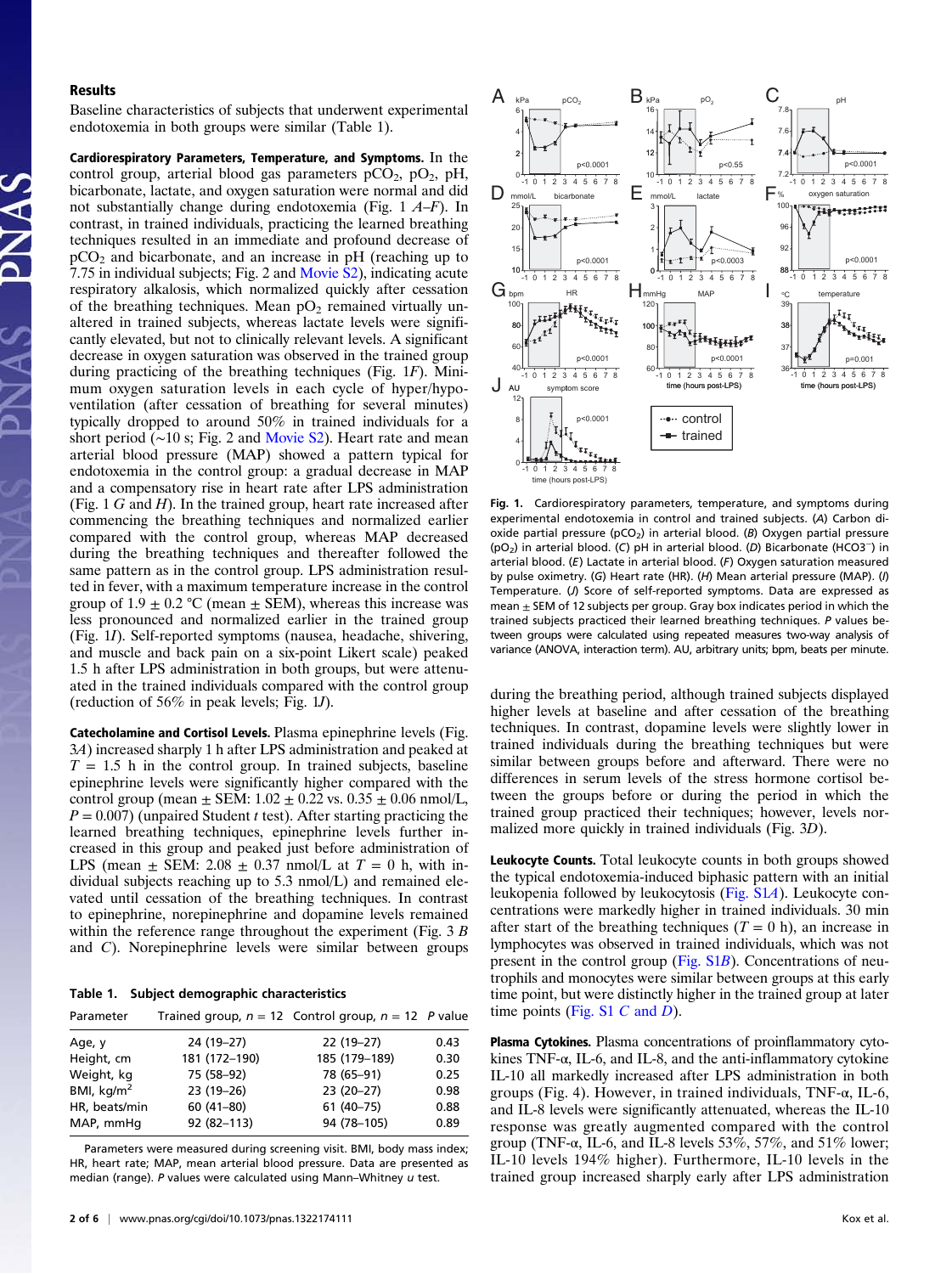## Results

Baseline characteristics of subjects that underwent experimental endotoxemia in both groups were similar (Table 1).

**Cardiorespiratory Parameters, Temperature, and Symptoms.** In the control group, arterial blood gas parameters $pCO_2$, $pO_2$, pH, bicarbonate, lactate, and oxygen saturation were normal and did not substantially change during endotoxemia (Fig. 1 *A–F*). In contrast, in trained individuals, practicing the learned breathing techniques resulted in an immediate and profound decrease of $pCO_2$ and bicarbonate, and an increase in pH (reaching up to 7.75 in individual subjects; Fig. 2 and Movie S2), indicating acute respiratory alkalosis, which normalized quickly after cessation of the breathing techniques. Mean $pO_2$ remained virtually unaltered in trained subjects, whereas lactate levels were significantly elevated, but not to clinically relevant levels. A significant decrease in oxygen saturation was observed in the trained group during practicing of the breathing techniques (Fig. 1*F*). Minimum oxygen saturation levels in each cycle of hyper/hypoventilation (after cessation of breathing for several minutes) typically dropped to around 50% in trained individuals for a short period (~10 s; Fig. 2 and Movie S2). Heart rate and mean arterial blood pressure (MAP) showed a pattern typical for endotoxemia in the control group: a gradual decrease in MAP and a compensatory rise in heart rate after LPS administration (Fig. 1 *G* and *H*). In the trained group, heart rate increased after commencing the breathing techniques and normalized earlier compared with the control group, whereas MAP decreased during the breathing techniques and thereafter followed the same pattern as in the control group. LPS administration resulted in fever, with a maximum temperature increase in the control group of 1.9 ± 0.2 °C (mean ± SEM), whereas this increase was less pronounced and normalized earlier in the trained group (Fig. 1*I*). Self-reported symptoms (nausea, headache, shivering, and muscle and back pain on a six-point Likert scale) peaked 1.5 h after LPS administration in both groups, but were attenuated in the trained individuals compared with the control group (reduction of 56% in peak levels; Fig. 1*J*).

**Catecholamine and Cortisol Levels.** Plasma epinephrine levels (Fig. 3*A*) increased sharply 1 h after LPS administration and peaked at $T$ = 1.5 h in the control group. In trained subjects, baseline epinephrine levels were significantly higher compared with the control group (mean ± SEM: 1.02 ± 0.22 vs. 0.35 ± 0.06 nmol/L, $P = 0.007$) (unpaired Student $t$ test). After starting practicing the learned breathing techniques, epinephrine levels further increased in this group and peaked just before administration of LPS (mean ± SEM: 2.08 ± 0.37 nmol/L at $T$ = 0 h, with individual subjects reaching up to 5.3 nmol/L) and remained elevated until cessation of the breathing techniques. In contrast to epinephrine, norepinephrine and dopamine levels remained within the reference range throughout the experiment (Fig. 3 *B* and *C*). Norepinephrine levels were similar between groups during the breathing period, although trained subjects displayed higher levels at baseline and after cessation of the breathing techniques. In contrast, dopamine levels were slightly lower in trained individuals during the breathing techniques but were similar between groups before and afterward. There were no differences in serum levels of the stress hormone cortisol between the groups before or during the period in which the trained group practiced their techniques; however, levels normalized more quickly in trained individuals (Fig. 3*D*).

**Table 1. Subject demographic characteristics**

| Parameter | Trained group, $n$ = 12 | Control group, $n$ = 12 | $P$ value |
|---|---|---|---|
| Age, y | 24 (19–27) | 22 (19–27) | 0.43 |
| Height, cm | 181 (172–190) | 185 (179–189) | 0.30 |
| Weight, kg | 75 (58–92) | 78 (65–91) | 0.25 |
| BMI, kg/m$^2$ | 23 (19–26) | 23 (20–27) | 0.98 |
| HR, beats/min | 60 (41–80) | 61 (40–75) | 0.88 |
| MAP, mmHg | 92 (82–113) | 94 (78–105) | 0.89 |

Parameters were measured during screening visit. BMI, body mass index; HR, heart rate; MAP, mean arterial blood pressure. Data are presented as median (range). $P$ values were calculated using Mann–Whitney $u$ test.

**Fig. 1.** Cardiorespiratory parameters, temperature, and symptoms during experimental endotoxemia in control and trained subjects. (*A*) Carbon dioxide partial pressure ($pCO_2$) in arterial blood. (*B*) Oxygen partial pressure ($pO_2$) in arterial blood. (*C*) pH in arterial blood. (*D*) Bicarbonate ($HCO3^-$) in arterial blood. (*E*) Lactate in arterial blood. (*F*) Oxygen saturation measured by pulse oximetry. (*G*) Heart rate (HR). (*H*) Mean arterial pressure (MAP). (*I*) Temperature. (*J*) Score of self-reported symptoms. Data are expressed as mean ± SEM of 12 subjects per group. Gray box indicates period in which the trained subjects practiced their learned breathing techniques. $P$ values between groups were calculated using repeated measures two-way analysis of variance (ANOVA, interaction term). AU, arbitrary units; bpm, beats per minute.

**Leukocyte Counts.** Total leukocyte counts in both groups showed the typical endotoxemia-induced biphasic pattern with an initial leukopenia followed by leukocytosis (Fig. S1*A*). Leukocyte concentrations were markedly higher in trained individuals. 30 min after start of the breathing techniques ($T$ = 0 h), an increase in lymphocytes was observed in trained individuals, which was not present in the control group (Fig. S1*B*). Concentrations of neutrophils and monocytes were similar between groups at this early time point, but were distinctly higher in the trained group at later time points (Fig. S1 *C* and *D*).

**Plasma Cytokines.** Plasma concentrations of proinflammatory cytokines TNF-α, IL-6, and IL-8, and the anti-inflammatory cytokine IL-10 all markedly increased after LPS administration in both groups (Fig. 4). However, in trained individuals, TNF-α, IL-6, and IL-8 levels were significantly attenuated, whereas the IL-10 response was greatly augmented compared with the control group (TNF-α, IL-6, and IL-8 levels 53%, 57%, and 51% lower; IL-10 levels 194% higher). Furthermore, IL-10 levels in the trained group increased sharply early after LPS administration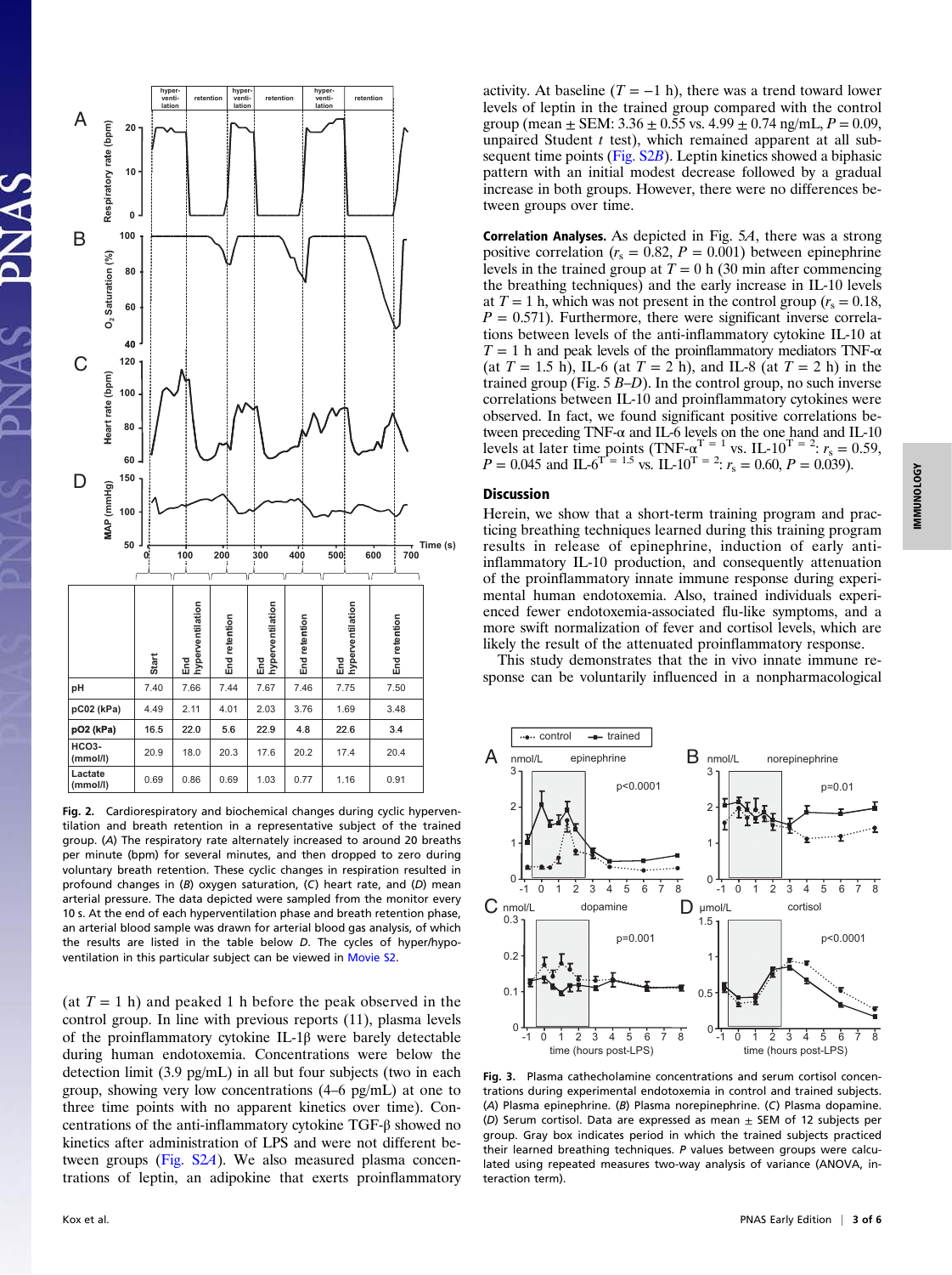| | Start | End hyperventilation | End retention | End hyperventilation | End retention | End hyperventilation | End retention |
|---|---|---|---|---|---|---|---|
| pH | 7.40 | 7.66 | 7.44 | 7.67 | 7.46 | 7.75 | 7.50 |
| pC02 (kPa) | 4.49 | 2.11 | 4.01 | 2.03 | 3.76 | 1.69 | 3.48 |
| pO2 (kPa) | 16.5 | 22.0 | 5.6 | 22.9 | 4.8 | 22.6 | 3.4 |
| HCO3- (mmol/l) | 20.9 | 18.0 | 20.3 | 17.6 | 20.2 | 17.4 | 20.4 |
| Lactate (mmol/l) | 0.69 | 0.86 | 0.69 | 1.03 | 0.77 | 1.16 | 0.91 |

**Fig. 2.** Cardiorespiratory and biochemical changes during cyclic hyperventilation and breath retention in a representative subject of the trained group. (*A*) The respiratory rate alternately increased to around 20 breaths per minute (bpm) for several minutes, and then dropped to zero during voluntary breath retention. These cyclic changes in respiration resulted in profound changes in (*B*) oxygen saturation, (*C*) heart rate, and (*D*) mean arterial pressure. The data depicted were sampled from the monitor every 10 s. At the end of each hyperventilation phase and breath retention phase, an arterial blood sample was drawn for arterial blood gas analysis, of which the results are listed in the table below *D*. The cycles of hyper/hypoventilation in this particular subject can be viewed in Movie S2.

(at $T = 1$ h) and peaked 1 h before the peak observed in the control group. In line with previous reports (11), plasma levels of the proinflammatory cytokine IL-1β were barely detectable during human endotoxemia. Concentrations were below the detection limit (3.9 pg/mL) in all but four subjects (two in each group, showing very low concentrations (4–6 pg/mL) at one to three time points with no apparent kinetics over time). Concentrations of the anti-inflammatory cytokine TGF-β showed no kinetics after administration of LPS and were not different between groups (Fig. S2*A*). We also measured plasma concentrations of leptin, an adipokine that exerts proinflammatory activity. At baseline ($T = -1$ h), there was a trend toward lower levels of leptin in the trained group compared with the control group (mean ± SEM: 3.36 ± 0.55 vs. 4.99 ± 0.74 ng/mL, $P = 0.09$, unpaired Student *t* test), which remained apparent at all subsequent time points (Fig. S2*B*). Leptin kinetics showed a biphasic pattern with an initial modest decrease followed by a gradual increase in both groups. However, there were no differences between groups over time.

**Correlation Analyses.** As depicted in Fig. 5*A*, there was a strong positive correlation ($r_s = 0.82$, $P = 0.001$) between epinephrine levels in the trained group at $T = 0$ h (30 min after commencing the breathing techniques) and the early increase in IL-10 levels at $T = 1$ h, which was not present in the control group ($r_s = 0.18$, $P = 0.571$). Furthermore, there were significant inverse correlations between levels of the anti-inflammatory cytokine IL-10 at $T = 1$ h and peak levels of the proinflammatory mediators TNF-α (at $T = 1.5$ h), IL-6 (at $T = 2$ h), and IL-8 (at $T = 2$ h) in the trained group (Fig. 5 *B*–*D*). In the control group, no such inverse correlations between IL-10 and proinflammatory cytokines were observed. In fact, we found significant positive correlations between preceding TNF-α and IL-6 levels on the one hand and IL-10 levels at later time points (TNF-$\alpha^{T=1}$ vs. IL-$10^{T=2}$: $r_s = 0.59$, $P = 0.045$ and IL-$6^{T=1.5}$ vs. IL-$10^{T=2}$: $r_s = 0.60$, $P = 0.039$).

## Discussion

Herein, we show that a short-term training program and practicing breathing techniques learned during this training program results in release of epinephrine, induction of early anti-inflammatory IL-10 production, and consequently attenuation of the proinflammatory innate immune response during experimental human endotoxemia. Also, trained individuals experienced fewer endotoxemia-associated flu-like symptoms, and a more swift normalization of fever and cortisol levels, which are likely the result of the attenuated proinflammatory response.

This study demonstrates that the in vivo innate immune response can be voluntarily influenced in a nonpharmacological

**Fig. 3.** Plasma catecholamine concentrations and serum cortisol concentrations during experimental endotoxemia in control and trained subjects. (*A*) Plasma epinephrine. (*B*) Plasma norepinephrine. (*C*) Plasma dopamine. (*D*) Serum cortisol. Data are expressed as mean ± SEM of 12 subjects per group. Gray box indicates period in which the trained group practiced their learned breathing techniques. *P* values between groups were calculated using repeated measures two-way analysis of variance (ANOVA, interaction term).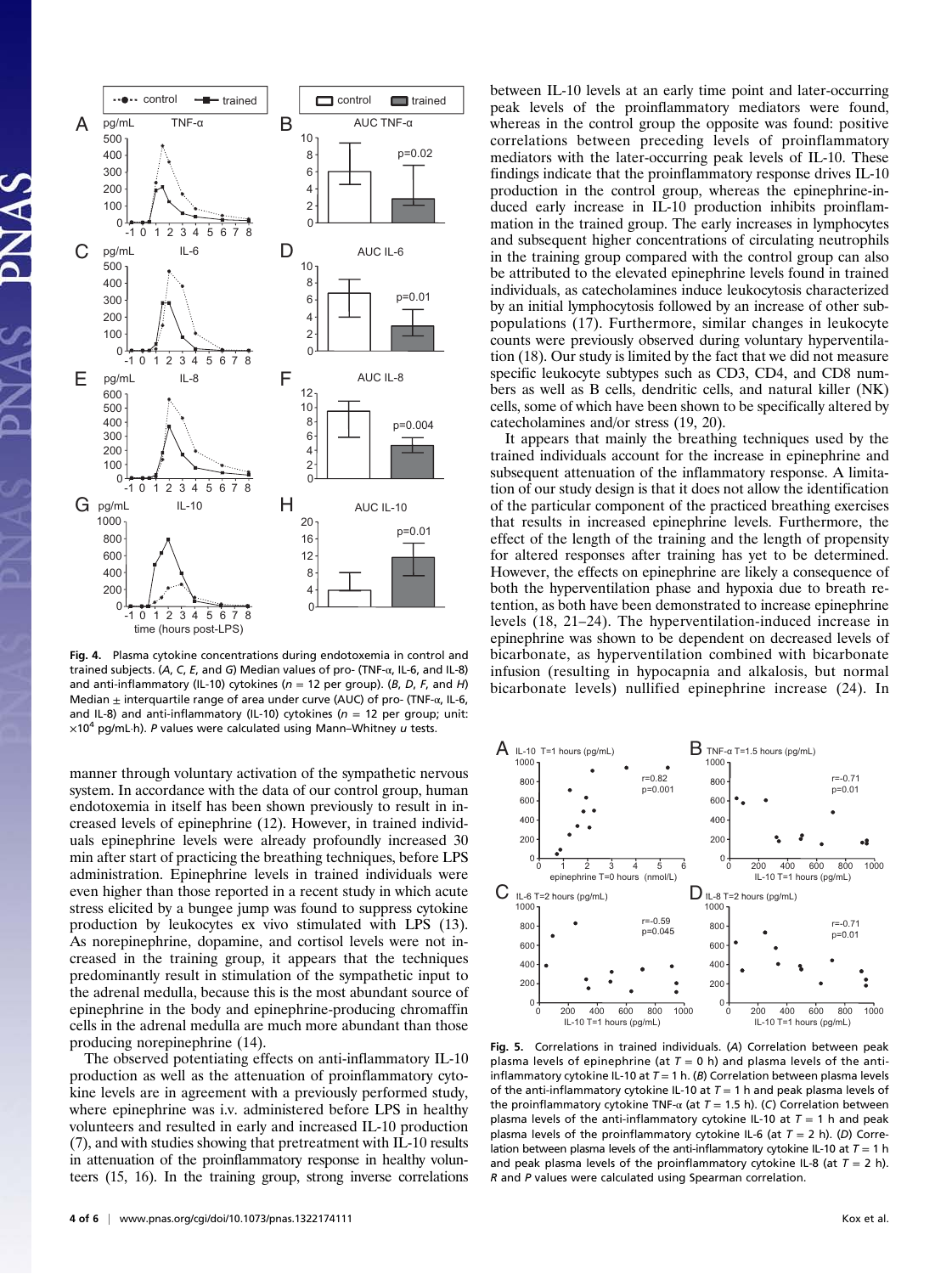**Fig. 4.** Plasma cytokine concentrations during endotoxemia in control and trained subjects. (*A*, *C*, *E*, and *G*) Median values of pro- (TNF-α, IL-6, and IL-8) and anti-inflammatory (IL-10) cytokines ($n$ = 12 per group). (*B*, *D*, *F*, and *H*) Median ± interquartile range of area under curve (AUC) of pro- (TNF-α, IL-6, and IL-8) and anti-inflammatory (IL-10) cytokines ($n$ = 12 per group; unit: $\times 10^4$ pg/mL·h). *P* values were calculated using Mann–Whitney *u* tests.

manner through voluntary activation of the sympathetic nervous system. In accordance with the data of our control group, human endotoxemia in itself has been shown previously to result in increased levels of epinephrine (12). However, in trained individuals epinephrine levels were already profoundly increased 30 min after start of practicing the breathing techniques, before LPS administration. Epinephrine levels in trained individuals were even higher than those reported in a recent study in which acute stress elicited by a bungee jump was found to suppress cytokine production by leukocytes ex vivo stimulated with LPS (13). As norepinephrine, dopamine, and cortisol levels were not increased in the training group, it appears that the techniques predominantly result in stimulation of the sympathetic input to the adrenal medulla, because this is the most abundant source of epinephrine in the body and epinephrine-producing chromaffin cells in the adrenal medulla are much more abundant than those producing norepinephrine (14).

The observed potentiating effects on anti-inflammatory IL-10 production as well as the attenuation of proinflammatory cytokine levels are in agreement with a previously performed study, where epinephrine was i.v. administered before LPS in healthy volunteers and resulted in early and increased IL-10 production (7), and with studies showing that pretreatment with IL-10 results in attenuation of the proinflammatory response in healthy volunteers (15, 16). In the training group, strong inverse correlations between IL-10 levels at an early time point and later-occurring peak levels of the proinflammatory mediators were found, whereas in the control group the opposite was found: positive correlations between preceding levels of proinflammatory mediators with the later-occurring peak levels of IL-10. These findings indicate that the proinflammatory response drives IL-10 production in the control group, whereas the epinephrine-induced early increase in IL-10 production inhibits proinflammation in the trained group. The early increases in lymphocytes and subsequent higher concentrations of circulating neutrophils in the training group compared with the control group can also be attributed to the elevated epinephrine levels found in trained individuals, as catecholamines induce leukocytosis characterized by an initial lymphocytosis followed by an increase of other subpopulations (17). Furthermore, similar changes in leukocyte counts were previously observed during voluntary hyperventilation (18). Our study is limited by the fact that we did not measure specific leukocyte subtypes such as CD3, CD4, and CD8 numbers as well as B cells, dendritic cells, and natural killer (NK) cells, some of which have been shown to be specifically altered by catecholamines and/or stress (19, 20).

It appears that mainly the breathing techniques used by the trained individuals account for the increase in epinephrine and subsequent attenuation of the inflammatory response. A limitation of our study design is that it does not allow the identification of the particular component of the practiced breathing exercises that results in increased epinephrine levels. Furthermore, the effect of the length of the training and the length of propensity for altered responses after training has yet to be determined. However, the effects on epinephrine are likely a consequence of both the hyperventilation phase and hypoxia due to breath retention, as both have been demonstrated to increase epinephrine levels (18, 21–24). The hyperventilation-induced increase in epinephrine was shown to be dependent on decreased levels of bicarbonate, as hyperventilation combined with bicarbonate infusion (resulting in hypocapnia and alkalosis, but normal bicarbonate levels) nullified epinephrine increase (24). In

**Fig. 5.** Correlations in trained individuals. (*A*) Correlation between peak plasma levels of epinephrine (at $T = 0$ h) and plasma levels of the anti-inflammatory cytokine IL-10 at $T = 1$ h. (*B*) Correlation between plasma levels of the anti-inflammatory cytokine IL-10 at $T = 1$ h and peak plasma levels of the proinflammatory cytokine TNF-α (at $T = 1.5$ h). (*C*) Correlation between plasma levels of the anti-inflammatory cytokine IL-10 at $T = 1$ h and peak plasma levels of the proinflammatory cytokine IL-6 (at $T = 2$ h). (*D*) Correlation between plasma levels of the anti-inflammatory cytokine IL-10 at $T = 1$ h and peak plasma levels of the proinflammatory cytokine IL-8 (at $T = 2$ h). *R* and *P* values were calculated using Spearman correlation.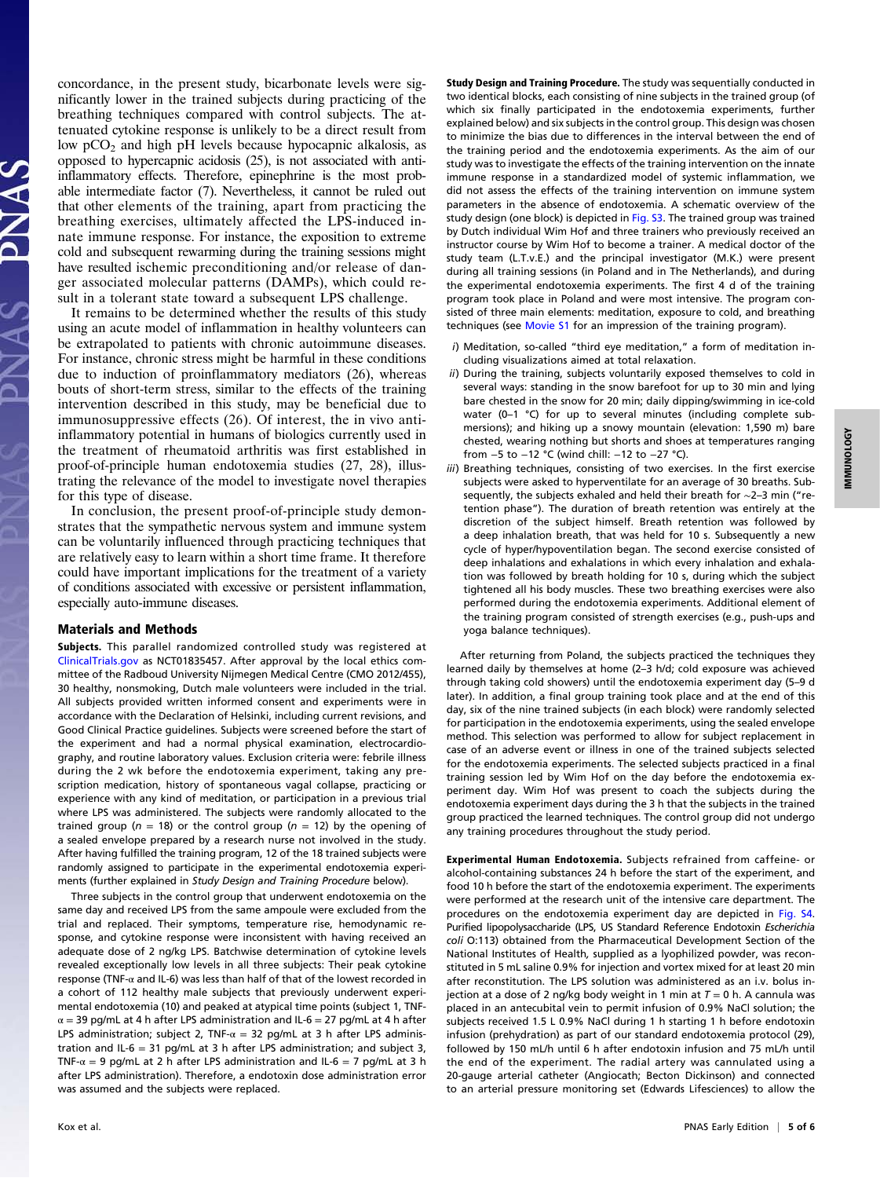concordance, in the present study, bicarbonate levels were significantly lower in the trained subjects during practicing of the breathing techniques compared with control subjects. The attenuated cytokine response is unlikely to be a direct result from low $pCO_2$ and high pH levels because hypocapnic alkalosis, as opposed to hypercapnic acidosis (25), is not associated with anti-inflammatory effects. Therefore, epinephrine is the most probable intermediate factor (7). Nevertheless, it cannot be ruled out that other elements of the training, apart from practicing the breathing exercises, ultimately affected the LPS-induced innate immune response. For instance, the exposition to extreme cold and subsequent rewarming during the training sessions might have resulted ischemic preconditioning and/or release of danger associated molecular patterns (DAMPs), which could result in a tolerant state toward a subsequent LPS challenge.

It remains to be determined whether the results of this study using an acute model of inflammation in healthy volunteers can be extrapolated to patients with chronic autoimmune diseases. For instance, chronic stress might be harmful in these conditions due to induction of proinflammatory mediators (26), whereas bouts of short-term stress, similar to the effects of the training intervention described in this study, may be beneficial due to immunosuppressive effects (26). Of interest, the in vivo anti-inflammatory potential in humans of biologics currently used in the treatment of rheumatoid arthritis was first established in proof-of-principle human endotoxemia studies (27, 28), illustrating the relevance of the model to investigate novel therapies for this type of disease.

In conclusion, the present proof-of-principle study demonstrates that the sympathetic nervous system and immune system can be voluntarily influenced through practicing techniques that are relatively easy to learn within a short time frame. It therefore could have important implications for the treatment of a variety of conditions associated with excessive or persistent inflammation, especially auto-immune diseases.

## Materials and Methods

**Subjects.** This parallel randomized controlled study was registered at ClinicalTrials.gov as NCT01835457. After approval by the local ethics committee of the Radboud University Nijmegen Medical Centre (CMO 2012/455), 30 healthy, nonsmoking, Dutch male volunteers were included in the trial. All subjects provided written informed consent and experiments were in accordance with the Declaration of Helsinki, including current revisions, and Good Clinical Practice guidelines. Subjects were screened before the start of the experiment and had a normal physical examination, electrocardiography, and routine laboratory values. Exclusion criteria were: febrile illness during the 2 wk before the endotoxemia experiment, taking any prescription medication, history of spontaneous vagal collapse, practicing or experience with any kind of meditation, or participation in a previous trial where LPS was administered. The subjects were randomly allocated to the trained group ($n = 18$) or the control group ($n = 12$) by the opening of a sealed envelope prepared by a research nurse not involved in the study. After having fulfilled the training program, 12 of the 18 trained subjects were randomly assigned to participate in the experimental endotoxemia experiments (further explained in *Study Design and Training Procedure* below).

Three subjects in the control group that underwent endotoxemia on the same day and received LPS from the same ampoule were excluded from the trial and replaced. Their symptoms, temperature rise, hemodynamic response, and cytokine response were inconsistent with having received an adequate dose of 2 ng/kg LPS. Batchwise determination of cytokine levels revealed exceptionally low levels in all three subjects: Their peak cytokine response (TNF-α and IL-6) was less than half of that of the lowest recorded in a cohort of 112 healthy male subjects that previously underwent experimental endotoxemia (10) and peaked at atypical time points (subject 1, TNF-α = 39 pg/mL at 4 h after LPS administration and IL-6 = 27 pg/mL at 4 h after LPS administration; subject 2, TNF-α = 32 pg/mL at 3 h after LPS administration and IL-6 = 31 pg/mL at 3 h after LPS administration; and subject 3, TNF-α = 9 pg/mL at 2 h after LPS administration and IL-6 = 7 pg/mL at 3 h after LPS administration). Therefore, a endotoxin dose administration error was assumed and the subjects were replaced.

**Study Design and Training Procedure.** The study was sequentially conducted in two identical blocks, each consisting of nine subjects in the trained group (of which six finally participated in the endotoxemia experiments, further explained below) and six subjects in the control group. This design was chosen to minimize the bias due to differences in the interval between the end of the training period and the endotoxemia experiments. As the aim of our study was to investigate the effects of the training intervention on the innate immune response in a standardized model of systemic inflammation, we did not assess the effects of the training intervention on immune system parameters in the absence of endotoxemia. A schematic overview of the study design (one block) is depicted in Fig. S3. The trained group was trained by Dutch individual Wim Hof and three trainers who previously received an instructor course by Wim Hof to become a trainer. A medical doctor of the study team (L.T.v.E.) and the principal investigator (M.K.) were present during all training sessions (in Poland and in The Netherlands), and during the experimental endotoxemia experiments. The first 4 d of the training program took place in Poland and were most intensive. The program consisted of three main elements: meditation, exposure to cold, and breathing techniques (see Movie S1 for an impression of the training program).

*i*) Meditation, so-called "third eye meditation," a form of meditation including visualizations aimed at total relaxation.

*ii*) During the training, subjects voluntarily exposed themselves to cold in several ways: standing in the snow barefoot for up to 30 min and lying bare chested in the snow for 20 min; daily dipping/swimming in ice-cold water (0–1 °C) for up to several minutes (including complete submersions); and hiking up a snowy mountain (elevation: 1,590 m) bare chested, wearing nothing but shorts and shoes at temperatures ranging from −5 to −12 °C (wind chill: −12 to −27 °C).

*iii*) Breathing techniques, consisting of two exercises. In the first exercise subjects were asked to hyperventilate for an average of 30 breaths. Subsequently, the subjects exhaled and held their breath for ∼2–3 min ("retention phase"). The duration of breath retention was entirely at the discretion of the subject himself. Breath retention was followed by a deep inhalation breath, that was held for 10 s. Subsequently a new cycle of hyper/hypoventilation began. The second exercise consisted of deep inhalations and exhalations in which every inhalation and exhalation was followed by breath holding for 10 s, during which the subject tightened all his body muscles. These two breathing exercises were also performed during the endotoxemia experiments. Additional element of the training program consisted of strength exercises (e.g., push-ups and yoga balance techniques).

After returning from Poland, the subjects practiced the techniques they learned daily by themselves at home (2–3 h/d; cold exposure was achieved through taking cold showers) until the endotoxemia experiment day (5–9 d later). In addition, a final group training took place and at the end of this day, six of the nine trained subjects (in each block) were randomly selected for participation in the endotoxemia experiments, using the sealed envelope method. This selection was performed to allow for subject replacement in case of an adverse event or illness in one of the trained subjects selected for the endotoxemia experiments. The selected subjects practiced in a final training session led by Wim Hof on the day before the endotoxemia experiment day. Wim Hof was present to coach the subjects during the endotoxemia experiment days during the 3 h that the subjects in the trained group practiced the learned techniques. The control group did not undergo any training procedures throughout the study period.

**Experimental Human Endotoxemia.** Subjects refrained from caffeine- or alcohol-containing substances 24 h before the start of the experiment, and food 10 h before the start of the endotoxemia experiment. The experiments were performed at the research unit of the intensive care department. The procedures on the endotoxemia experiment day are depicted in Fig. S4. Purified lipopolysaccharide (LPS, US Standard Reference Endotoxin *Escherichia coli* O:113) obtained from the Pharmaceutical Development Section of the National Institutes of Health, supplied as a lyophilized powder, was reconstituted in 5 mL saline 0.9% for injection and vortex mixed for at least 20 min after reconstitution. The LPS solution was administered as an i.v. bolus injection at a dose of 2 ng/kg body weight in 1 min at $T = 0$ h. A cannula was placed in an antecubital vein to permit infusion of 0.9% NaCl solution; the subjects received 1.5 L 0.9% NaCl during 1 h starting 1 h before endotoxin infusion (prehydration) as part of our standard endotoxemia protocol (29), followed by 150 mL/h until 6 h after endotoxin infusion and 75 mL/h until the end of the experiment. The radial artery was cannulated using a 20-gauge arterial catheter (Angiocath; Becton Dickinson) and connected to an arterial pressure monitoring set (Edwards Lifesciences) to allow the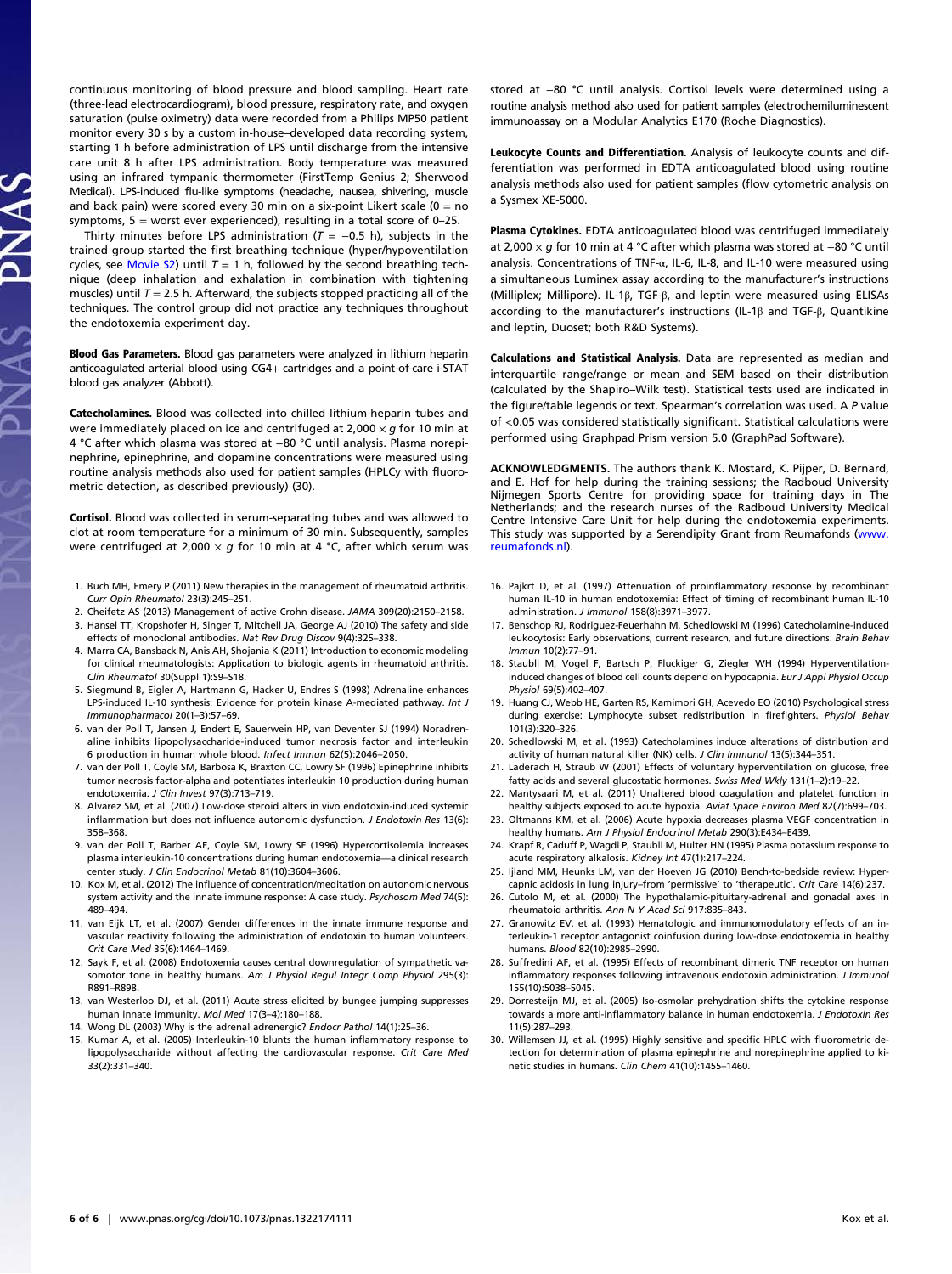continuous monitoring of blood pressure and blood sampling. Heart rate (three-lead electrocardiogram), blood pressure, respiratory rate, and oxygen saturation (pulse oximetry) data were recorded from a Philips MP50 patient monitor every 30 s by a custom in-house–developed data recording system, starting 1 h before administration of LPS until discharge from the intensive care unit 8 h after LPS administration. Body temperature was measured using an infrared tympanic thermometer (FirstTemp Genius 2; Sherwood Medical). LPS-induced flu-like symptoms (headache, nausea, shivering, muscle and back pain) were scored every 30 min on a six-point Likert scale (0 = no symptoms, 5 = worst ever experienced), resulting in a total score of 0–25.

Thirty minutes before LPS administration ($T = -0.5$ h), subjects in the trained group started the first breathing technique (hyper/hypoventilation cycles, see Movie S2) until $T = 1$ h, followed by the second breathing technique (deep inhalation and exhalation in combination with tightening muscles) until $T = 2.5$ h. Afterward, the subjects stopped practicing all of the techniques. The control group did not practice any techniques throughout the endotoxemia experiment day.

**Blood Gas Parameters.** Blood gas parameters were analyzed in lithium heparin anticoagulated arterial blood using CG4+ cartridges and a point-of-care i-STAT blood gas analyzer (Abbott).

**Catecholamines.** Blood was collected into chilled lithium-heparin tubes and were immediately placed on ice and centrifuged at $2{,}000 \times g$ for 10 min at 4 °C after which plasma was stored at −80 °C until analysis. Plasma norepinephrine, epinephrine, and dopamine concentrations were measured using routine analysis methods also used for patient samples (HPLCy with fluorometric detection, as described previously) (30).

**Cortisol.** Blood was collected in serum-separating tubes and was allowed to clot at room temperature for a minimum of 30 min. Subsequently, samples were centrifuged at $2{,}000 \times g$ for 10 min at 4 °C, after which serum was stored at −80 °C until analysis. Cortisol levels were determined using a routine analysis method also used for patient samples (electrochemiluminescent immunoassay on a Modular Analytics E170 (Roche Diagnostics).

**Leukocyte Counts and Differentiation.** Analysis of leukocyte counts and differentiation was performed in EDTA anticoagulated blood using routine analysis methods also used for patient samples (flow cytometric analysis on a Sysmex XE-5000.

**Plasma Cytokines.** EDTA anticoagulated blood was centrifuged immediately at $2{,}000 \times g$ for 10 min at 4 °C after which plasma was stored at −80 °C until analysis. Concentrations of TNF-α, IL-6, IL-8, and IL-10 were measured using a simultaneous Luminex assay according to the manufacturer's instructions (Milliplex; Millipore). IL-1β, TGF-β, and leptin were measured using ELISAs according to the manufacturer's instructions (IL-1β and TGF-β, Quantikine and leptin, Duoset; both R&D Systems).

**Calculations and Statistical Analysis.** Data are represented as median and interquartile range/range or mean and SEM based on their distribution (calculated by the Shapiro–Wilk test). Statistical tests used are indicated in the figure/table legends or text. Spearman's correlation was used. A $P$ value of <0.05 was considered statistically significant. Statistical calculations were performed using Graphpad Prism version 5.0 (GraphPad Software).

**ACKNOWLEDGMENTS.** The authors thank K. Mostard, K. Pijper, D. Bernard, and E. Hof for help during the training sessions; the Radboud University Nijmegen Sports Centre for providing space for training days in The Netherlands; and the research nurses of the Radboud University Medical Centre Intensive Care Unit for help during the endotoxemia experiments. This study was supported by a Serendipity Grant from Reumafonds (www.reumafonds.nl).

1. Buch MH, Emery P (2011) New therapies in the management of rheumatoid arthritis. *Curr Opin Rheumatol* 23(3):245–251.
2. Cheifetz AS (2013) Management of active Crohn disease. *JAMA* 309(20):2150–2158.
3. Hansel TT, Kropshofer H, Singer T, Mitchell JA, George AJ (2010) The safety and side effects of monoclonal antibodies. *Nat Rev Drug Discov* 9(4):325–338.
4. Marra CA, Bansback N, Anis AH, Shojania K (2011) Introduction to economic modeling for clinical rheumatologists: Application to biologic agents in rheumatoid arthritis. *Clin Rheumatol* 30(Suppl 1):S9–S18.
5. Siegmund B, Eigler A, Hartmann G, Hacker U, Endres S (1998) Adrenaline enhances LPS-induced IL-10 synthesis: Evidence for protein kinase A-mediated pathway. *Int J Immunopharmacol* 20(1–3):57–69.
6. van der Poll T, Jansen J, Endert E, Sauerwein HP, van Deventer SJ (1994) Noradrenaline inhibits lipopolysaccharide-induced tumor necrosis factor and interleukin 6 production in human whole blood. *Infect Immun* 62(5):2046–2050.
7. van der Poll T, Coyle SM, Barbosa K, Braxton CC, Lowry SF (1996) Epinephrine inhibits tumor necrosis factor-alpha and potentiates interleukin 10 production during human endotoxemia. *J Clin Invest* 97(3):713–719.
8. Alvarez SM, et al. (2007) Low-dose steroid alters in vivo endotoxin-induced systemic inflammation but does not influence autonomic dysfunction. *J Endotoxin Res* 13(6): 358–368.
9. van der Poll T, Barber AE, Coyle SM, Lowry SF (1996) Hypercortisolemia increases plasma interleukin-10 concentrations during human endotoxemia—a clinical research center study. *J Clin Endocrinol Metab* 81(10):3604–3606.
10. Kox M, et al. (2012) The influence of concentration/meditation on autonomic nervous system activity and the innate immune response: A case study. *Psychosom Med* 74(5): 489–494.
11. van Eijk LT, et al. (2007) Gender differences in the innate immune response and vascular reactivity following the administration of endotoxin to human volunteers. *Crit Care Med* 35(6):1464–1469.
12. Sayk F, et al. (2008) Endotoxemia causes central downregulation of sympathetic vasomotor tone in healthy humans. *Am J Physiol Regul Integr Comp Physiol* 295(3): R891–R898.
13. van Westerloo DJ, et al. (2011) Acute stress elicited by bungee jumping suppresses human innate immunity. *Mol Med* 17(3–4):180–188.
14. Wong DL (2003) Why is the adrenal adrenergic? *Endocr Pathol* 14(1):25–36.
15. Kumar A, et al. (2005) Interleukin-10 blunts the human inflammatory response to lipopolysaccharide without affecting the cardiovascular response. *Crit Care Med* 33(2):331–340.
16. Pajkrt D, et al. (1997) Attenuation of proinflammatory response by recombinant human IL-10 in human endotoxemia: Effect of timing of recombinant human IL-10 administration. *J Immunol* 158(8):3971–3977.
17. Benschop RJ, Rodriguez-Feuerhahn M, Schedlowski M (1996) Catecholamine-induced leukocytosis: Early observations, current research, and future directions. *Brain Behav Immun* 10(2):77–91.
18. Staubli M, Vogel F, Bartsch P, Fluckiger G, Ziegler WH (1994) Hyperventilation-induced changes of blood cell counts depend on hypocapnia. *Eur J Appl Physiol Occup Physiol* 69(5):402–407.
19. Huang CJ, Webb HE, Garten RS, Kamimori GH, Acevedo EO (2010) Psychological stress during exercise: Lymphocyte subset redistribution in firefighters. *Physiol Behav* 101(3):320–326.
20. Schedlowski M, et al. (1993) Catecholamines induce alterations of distribution and activity of human natural killer (NK) cells. *J Clin Immunol* 13(5):344–351.
21. Laderach H, Straub W (2001) Effects of voluntary hyperventilation on glucose, free fatty acids and several glucostatic hormones. *Swiss Med Wkly* 131(1–2):19–22.
22. Mantysaari M, et al. (2011) Unaltered blood coagulation and platelet function in healthy subjects exposed to acute hypoxia. *Aviat Space Environ Med* 82(7):699–703.
23. Oltmanns KM, et al. (2006) Acute hypoxia decreases plasma VEGF concentration in healthy humans. *Am J Physiol Endocrinol Metab* 290(3):E434–E439.
24. Krapf R, Caduff P, Wagdi P, Staubli M, Hulter HN (1995) Plasma potassium response to acute respiratory alkalosis. *Kidney Int* 47(1):217–224.
25. Ijland MM, Heunks LM, van der Hoeven JG (2010) Bench-to-bedside review: Hypercapnic acidosis in lung injury–from 'permissive' to 'therapeutic'. *Crit Care* 14(6):237.
26. Cutolo M, et al. (2000) The hypothalamic-pituitary-adrenal and gonadal axes in rheumatoid arthritis. *Ann N Y Acad Sci* 917:835–843.
27. Granowitz EV, et al. (1993) Hematologic and immunomodulatory effects of an interleukin-1 receptor antagonist coinfusion during low-dose endotoxemia in healthy humans. *Blood* 82(10):2985–2990.
28. Suffredini AF, et al. (1995) Effects of recombinant dimeric TNF receptor on human inflammatory responses following intravenous endotoxin administration. *J Immunol* 155(10):5038–5045.
29. Dorresteijn MJ, et al. (2005) Iso-osmolar prehydration shifts the cytokine response towards a more anti-inflammatory balance in human endotoxemia. *J Endotoxin Res* 11(5):287–293.
30. Willemsen JJ, et al. (1995) Highly sensitive and specific HPLC with fluorometric detection for determination of plasma epinephrine and norepinephrine applied to kinetic studies in humans. *Clin Chem* 41(10):1455–1460.